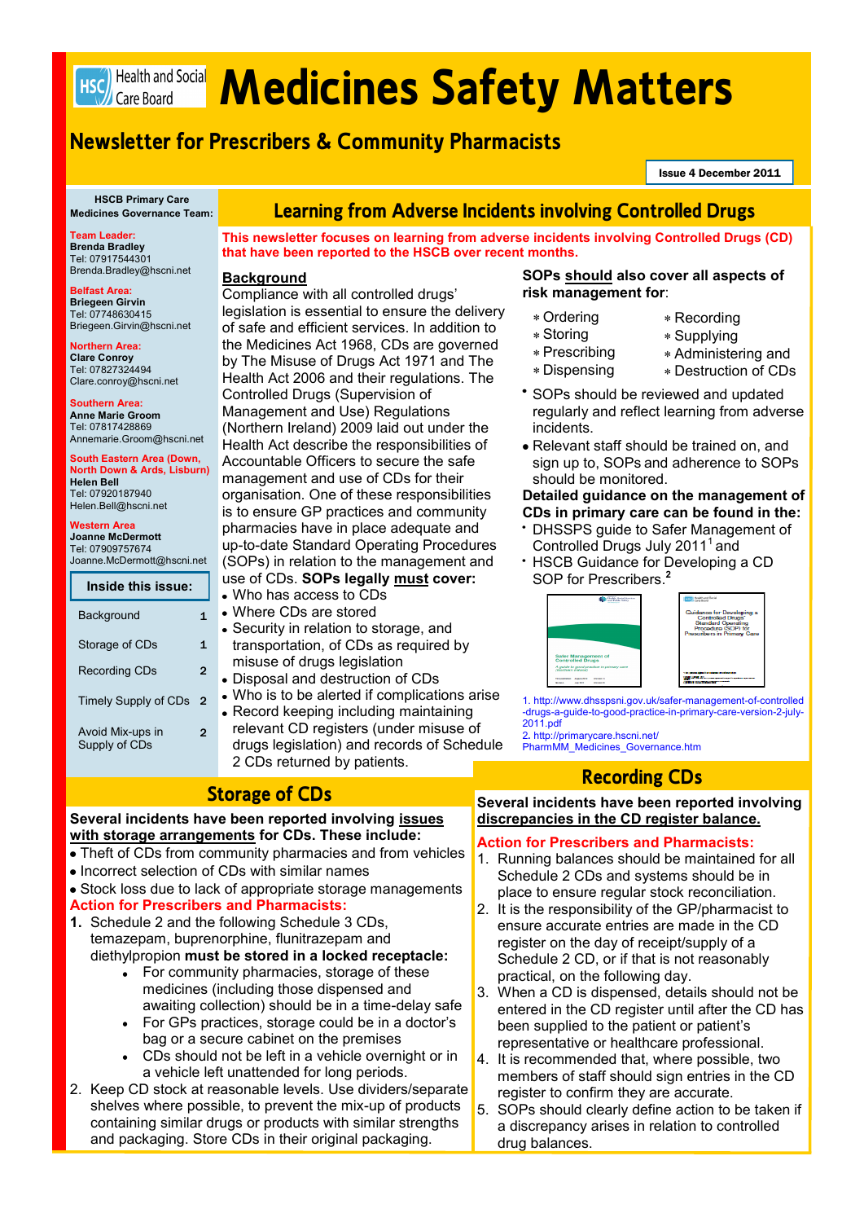# Medicines Safety Matters

## Newsletter for Prescribers & Community Pharmacists

Issue 4 December 2011

**HSCB Primary Care Medicines Governance Team:**

**Team Leader:**
**Brenda Bradley**
Tel: 07917544301
Brenda.Bradley@hscni.net

**Belfast Area:**
**Briegeen Girvin**
Tel: 07748630415
Briegeen.Girvin@hscni.net

**Northern Area:**
**Clare Conroy**
Tel: 07827324494
Clare.conroy@hscni.net

**Southern Area:**
**Anne Marie Groom**
Tel: 07817428869
Annemarie.Groom@hscni.net

**South Eastern Area (Down, North Down & Ards, Lisburn)**
**Helen Bell**
Tel: 07920187940
Helen.Bell@hscni.net

**Western Area**
**Joanne McDermott**
Tel: 07909757674
Joanne.McDermott@hscni.net

**Inside this issue:**

| | |
|---|---|
| Background | 1 |
| Storage of CDs | 1 |
| Recording CDs | 2 |
| Timely Supply of CDs | 2 |
| Avoid Mix-ups in Supply of CDs | 2 |

## Learning from Adverse Incidents involving Controlled Drugs

**This newsletter focuses on learning from adverse incidents involving Controlled Drugs (CD) that have been reported to the HSCB over recent months.**

### Background

Compliance with all controlled drugs' legislation is essential to ensure the delivery of safe and efficient services. In addition to the Medicines Act 1968, CDs are governed by The Misuse of Drugs Act 1971 and The Health Act 2006 and their regulations. The Controlled Drugs (Supervision of Management and Use) Regulations (Northern Ireland) 2009 laid out under the Health Act describe the responsibilities of Accountable Officers to secure the safe management and use of CDs for their organisation. One of these responsibilities is to ensure GP practices and community pharmacies have in place adequate and up-to-date Standard Operating Procedures (SOPs) in relation to the management and use of CDs. **SOPs legally must cover:**

- Who has access to CDs
- Where CDs are stored
- Security in relation to storage, and transportation, of CDs as required by misuse of drugs legislation
- Disposal and destruction of CDs
- Who is to be alerted if complications arise
- Record keeping including maintaining relevant CD registers (under misuse of drugs legislation) and records of Schedule 2 CDs returned by patients.

**SOPs should also cover all aspects of risk management for:**

- Ordering
- Storing
- Prescribing
- Dispensing
- Recording
- Supplying
- Administering and
- Destruction of CDs

- SOPs should be reviewed and updated regularly and reflect learning from adverse incidents.
- Relevant staff should be trained on, and sign up to, SOPs and adherence to SOPs should be monitored.

**Detailed guidance on the management of CDs in primary care can be found in the:**

- DHSSPS guide to Safer Management of Controlled Drugs July 2011[1] and
- HSCB Guidance for Developing a CD SOP for Prescribers.[2]

1. http://www.dhsspsni.gov.uk/safer-management-of-controlled-drugs-a-guide-to-good-practice-in-primary-care-version-2-july-2011.pdf
2. http://primarycare.hscni.net/PharmMM_Medicines_Governance.htm

## Storage of CDs

**Several incidents have been reported involving issues with storage arrangements for CDs. These include:**

- Theft of CDs from community pharmacies and from vehicles
- Incorrect selection of CDs with similar names
- Stock loss due to lack of appropriate storage managements

**Action for Prescribers and Pharmacists:**

1. Schedule 2 and the following Schedule 3 CDs, temazepam, buprenorphine, flunitrazepam and diethylpropion **must be stored in a locked receptacle:**
   - For community pharmacies, storage of these medicines (including those dispensed and awaiting collection) should be in a time-delay safe
   - For GPs practices, storage could be in a doctor's bag or a secure cabinet on the premises
   - CDs should not be left in a vehicle overnight or in a vehicle left unattended for long periods.
2. Keep CD stock at reasonable levels. Use dividers/separate shelves where possible, to prevent the mix-up of products containing similar drugs or products with similar strengths and packaging. Store CDs in their original packaging.

## Recording CDs

**Several incidents have been reported involving discrepancies in the CD register balance.**

**Action for Prescribers and Pharmacists:**

1. Running balances should be maintained for all Schedule 2 CDs and systems should be in place to ensure regular stock reconciliation.
2. It is the responsibility of the GP/pharmacist to ensure accurate entries are made in the CD register on the day of receipt/supply of a Schedule 2 CD, or if that is not reasonably practical, on the following day.
3. When a CD is dispensed, details should not be entered in the CD register until after the CD has been supplied to the patient or patient's representative or healthcare professional.
4. It is recommended that, where possible, two members of staff should sign entries in the CD register to confirm they are accurate.
5. SOPs should clearly define action to be taken if a discrepancy arises in relation to controlled drug balances.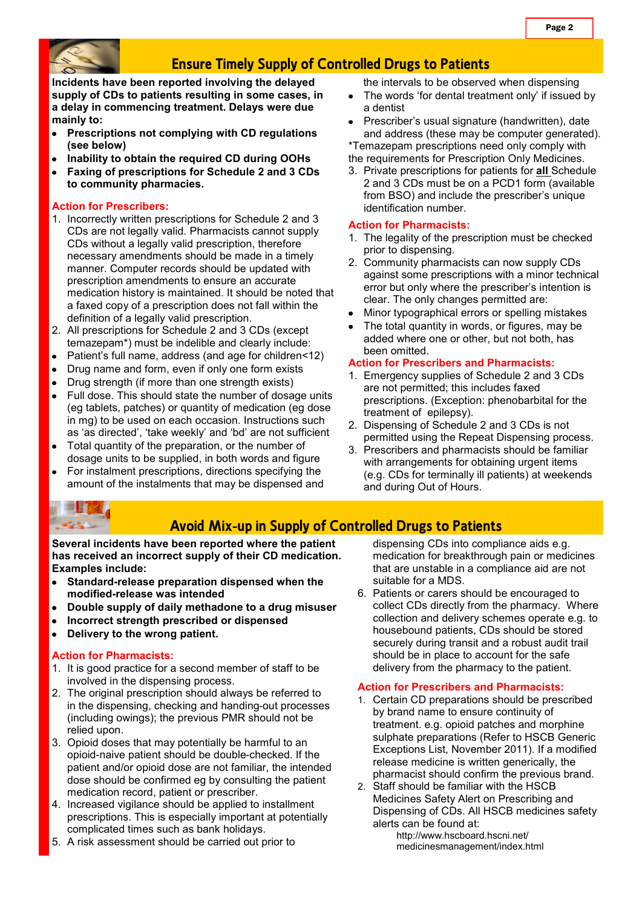## Ensure Timely Supply of Controlled Drugs to Patients

**Incidents have been reported involving the delayed supply of CDs to patients resulting in some cases, in a delay in commencing treatment. Delays were due mainly to:**

- **Prescriptions not complying with CD regulations (see below)**
- **Inability to obtain the required CD during OOHs**
- **Faxing of prescriptions for Schedule 2 and 3 CDs to community pharmacies.**

### Action for Prescribers:

1. Incorrectly written prescriptions for Schedule 2 and 3 CDs are not legally valid. Pharmacists cannot supply CDs without a legally valid prescription, therefore necessary amendments should be made in a timely manner. Computer records should be updated with prescription amendments to ensure an accurate medication history is maintained. It should be noted that a faxed copy of a prescription does not fall within the definition of a legally valid prescription.
2. All prescriptions for Schedule 2 and 3 CDs (except temazepam*) must be indelible and clearly include:
   - Patient's full name, address (and age for children<12)
   - Drug name and form, even if only one form exists
   - Drug strength (if more than one strength exists)
   - Full dose. This should state the number of dosage units (eg tablets, patches) or quantity of medication (eg dose in mg) to be used on each occasion. Instructions such as 'as directed', 'take weekly' and 'bd' are not sufficient
   - Total quantity of the preparation, or the number of dosage units to be supplied, in both words and figure
   - For instalment prescriptions, directions specifying the amount of the instalments that may be dispensed and the intervals to be observed when dispensing
   - The words 'for dental treatment only' if issued by a dentist
   - Prescriber's usual signature (handwritten), date and address (these may be computer generated).

   *Temazepam prescriptions need only comply with the requirements for Prescription Only Medicines.
3. Private prescriptions for patients for **all** Schedule 2 and 3 CDs must be on a PCD1 form (available from BSO) and include the prescriber's unique identification number.

### Action for Pharmacists:

1. The legality of the prescription must be checked prior to dispensing.
2. Community pharmacists can now supply CDs against some prescriptions with a minor technical error but only where the prescriber's intention is clear. The only changes permitted are:
   - Minor typographical errors or spelling mistakes
   - The total quantity in words, or figures, may be added where one or other, but not both, has been omitted.

### Action for Prescribers and Pharmacists:

1. Emergency supplies of Schedule 2 and 3 CDs are not permitted; this includes faxed prescriptions. (Exception: phenobarbital for the treatment of epilepsy).
2. Dispensing of Schedule 2 and 3 CDs is not permitted using the Repeat Dispensing process.
3. Prescribers and pharmacists should be familiar with arrangements for obtaining urgent items (e.g. CDs for terminally ill patients) at weekends and during Out of Hours.

## Avoid Mix-up in Supply of Controlled Drugs to Patients

**Several incidents have been reported where the patient has received an incorrect supply of their CD medication. Examples include:**

- **Standard-release preparation dispensed when the modified-release was intended**
- **Double supply of daily methadone to a drug misuser**
- **Incorrect strength prescribed or dispensed**
- **Delivery to the wrong patient.**

### Action for Pharmacists:

1. It is good practice for a second member of staff to be involved in the dispensing process.
2. The original prescription should always be referred to in the dispensing, checking and handing-out processes (including owings); the previous PMR should not be relied upon.
3. Opioid doses that may potentially be harmful to an opioid-naive patient should be double-checked. If the patient and/or opioid dose are not familiar, the intended dose should be confirmed eg by consulting the patient medication record, patient or prescriber.
4. Increased vigilance should be applied to installment prescriptions. This is especially important at potentially complicated times such as bank holidays.
5. A risk assessment should be carried out prior to dispensing CDs into compliance aids e.g. medication for breakthrough pain or medicines that are unstable in a compliance aid are not suitable for a MDS.
6. Patients or carers should be encouraged to collect CDs directly from the pharmacy. Where collection and delivery schemes operate e.g. to housebound patients, CDs should be stored securely during transit and a robust audit trail should be in place to account for the safe delivery from the pharmacy to the patient.

### Action for Prescribers and Pharmacists:

1. Certain CD preparations should be prescribed by brand name to ensure continuity of treatment. e.g. opioid patches and morphine sulphate preparations (Refer to HSCB Generic Exceptions List, November 2011). If a modified release medicine is written generically, the pharmacist should confirm the previous brand.
2. Staff should be familiar with the HSCB Medicines Safety Alert on Prescribing and Dispensing of CDs. All HSCB medicines safety alerts can be found at:

   http://www.hscboard.hscni.net/medicinesmanagement/index.html